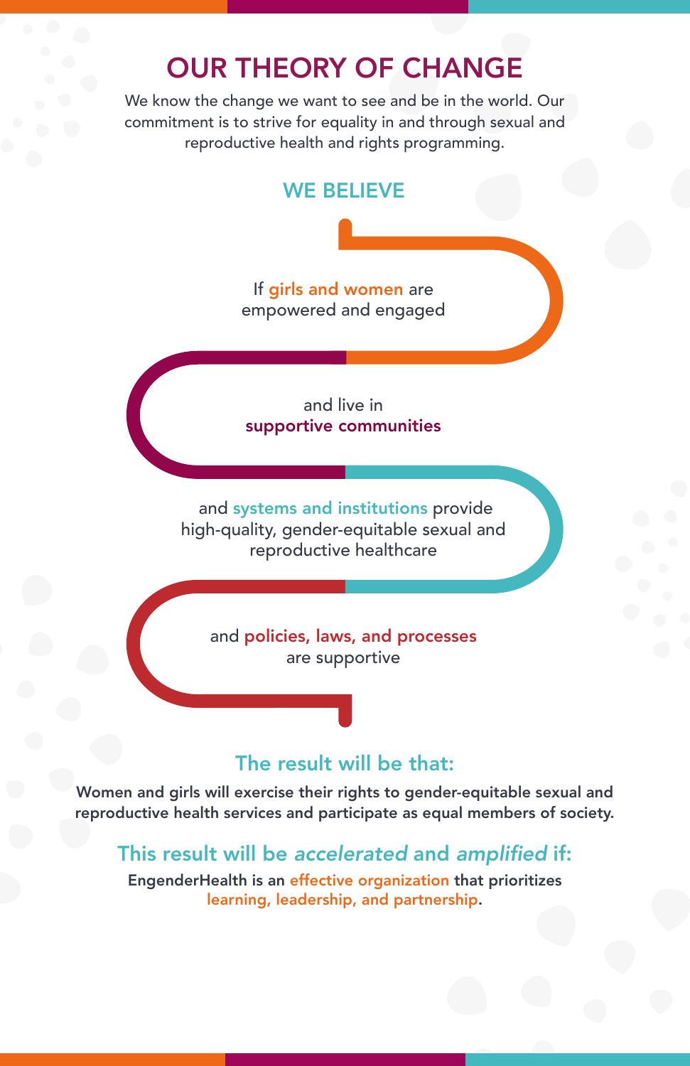# OUR THEORY OF CHANGE

We know the change we want to see and be in the world. Our commitment is to strive for equality in and through sexual and reproductive health and rights programming.

## WE BELIEVE

If **girls and women** are empowered and engaged

and live in **supportive communities**

and **systems and institutions** provide high-quality, gender-equitable sexual and reproductive healthcare

and **policies, laws, and processes** are supportive

## The result will be that:

**Women and girls will exercise their rights to gender-equitable sexual and reproductive health services and participate as equal members of society.**

## This result will be *accelerated* and *amplified* if:

**EngenderHealth is an effective organization that prioritizes learning, leadership, and partnership.**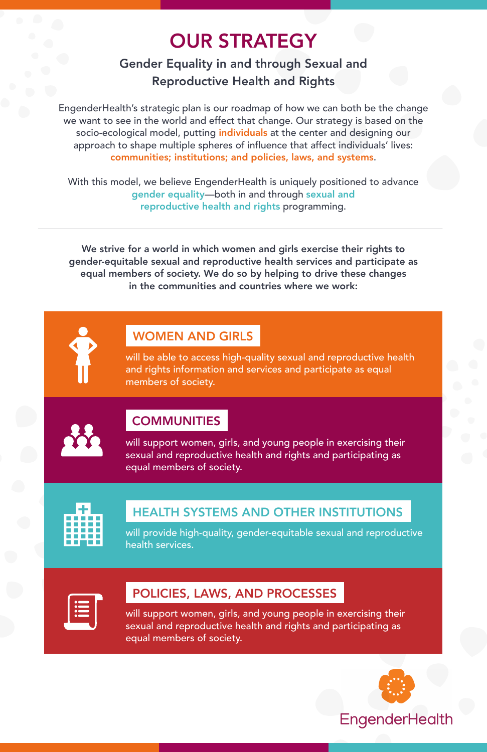# OUR STRATEGY

## Gender Equality in and through Sexual and Reproductive Health and Rights

EngenderHealth's strategic plan is our roadmap of how we can both be the change we want to see in the world and effect that change. Our strategy is based on the socio-ecological model, putting **individuals** at the center and designing our approach to shape multiple spheres of influence that affect individuals' lives: **communities; institutions; and policies, laws, and systems**.

With this model, we believe EngenderHealth is uniquely positioned to advance **gender equality**—both in and through **sexual and reproductive health and rights** programming.

---

**We strive for a world in which women and girls exercise their rights to gender-equitable sexual and reproductive health services and participate as equal members of society. We do so by helping to drive these changes in the communities and countries where we work:**

### WOMEN AND GIRLS

will be able to access high-quality sexual and reproductive health and rights information and services and participate as equal members of society.

### COMMUNITIES

will support women, girls, and young people in exercising their sexual and reproductive health and rights and participating as equal members of society.

### HEALTH SYSTEMS AND OTHER INSTITUTIONS

will provide high-quality, gender-equitable sexual and reproductive health services.

### POLICIES, LAWS, AND PROCESSES

will support women, girls, and young people in exercising their sexual and reproductive health and rights and participating as equal members of society.

EngenderHealth